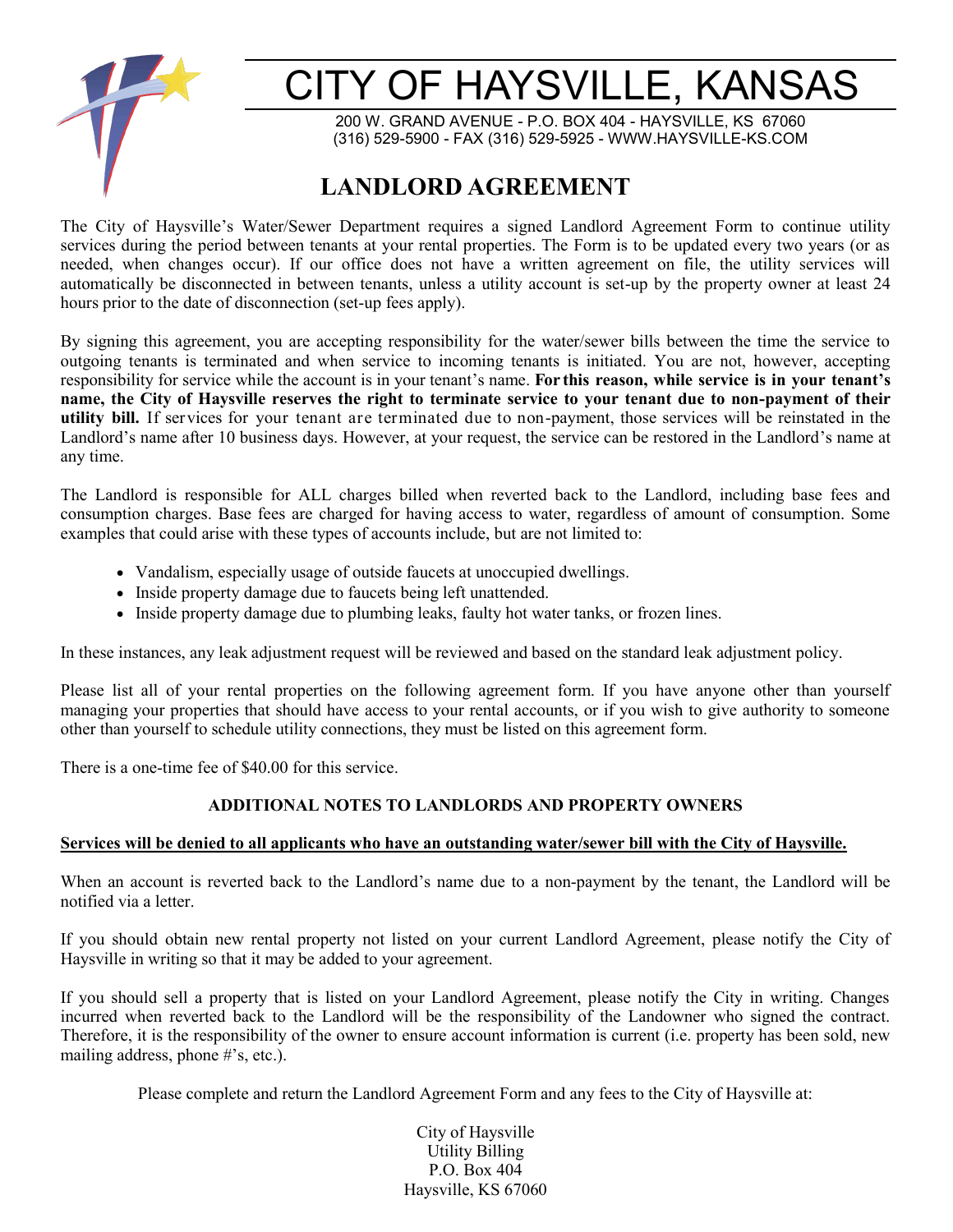# CITY OF HAYSVILLE, KANSAS

200 W. GRAND AVENUE - P.O. BOX 404 - HAYSVILLE, KS 67060
(316) 529-5900 - FAX (316) 529-5925 - WWW.HAYSVILLE-KS.COM

## LANDLORD AGREEMENT

The City of Haysville's Water/Sewer Department requires a signed Landlord Agreement Form to continue utility services during the period between tenants at your rental properties. The Form is to be updated every two years (or as needed, when changes occur). If our office does not have a written agreement on file, the utility services will automatically be disconnected in between tenants, unless a utility account is set-up by the property owner at least 24 hours prior to the date of disconnection (set-up fees apply).

By signing this agreement, you are accepting responsibility for the water/sewer bills between the time the service to outgoing tenants is terminated and when service to incoming tenants is initiated. You are not, however, accepting responsibility for service while the account is in your tenant's name. **For this reason, while service is in your tenant's name, the City of Haysville reserves the right to terminate service to your tenant due to non-payment of their utility bill.** If services for your tenant are terminated due to non-payment, those services will be reinstated in the Landlord's name after 10 business days. However, at your request, the service can be restored in the Landlord's name at any time.

The Landlord is responsible for ALL charges billed when reverted back to the Landlord, including base fees and consumption charges. Base fees are charged for having access to water, regardless of amount of consumption. Some examples that could arise with these types of accounts include, but are not limited to:

- Vandalism, especially usage of outside faucets at unoccupied dwellings.
- Inside property damage due to faucets being left unattended.
- Inside property damage due to plumbing leaks, faulty hot water tanks, or frozen lines.

In these instances, any leak adjustment request will be reviewed and based on the standard leak adjustment policy.

Please list all of your rental properties on the following agreement form. If you have anyone other than yourself managing your properties that should have access to your rental accounts, or if you wish to give authority to someone other than yourself to schedule utility connections, they must be listed on this agreement form.

There is a one-time fee of $40.00 for this service.

### ADDITIONAL NOTES TO LANDLORDS AND PROPERTY OWNERS

**<u>Services will be denied to all applicants who have an outstanding water/sewer bill with the City of Haysville.</u>**

When an account is reverted back to the Landlord's name due to a non-payment by the tenant, the Landlord will be notified via a letter.

If you should obtain new rental property not listed on your current Landlord Agreement, please notify the City of Haysville in writing so that it may be added to your agreement.

If you should sell a property that is listed on your Landlord Agreement, please notify the City in writing. Changes incurred when reverted back to the Landlord will be the responsibility of the Landowner who signed the contract. Therefore, it is the responsibility of the owner to ensure account information is current (i.e. property has been sold, new mailing address, phone #'s, etc.).

Please complete and return the Landlord Agreement Form and any fees to the City of Haysville at:

City of Haysville
Utility Billing
P.O. Box 404
Haysville, KS 67060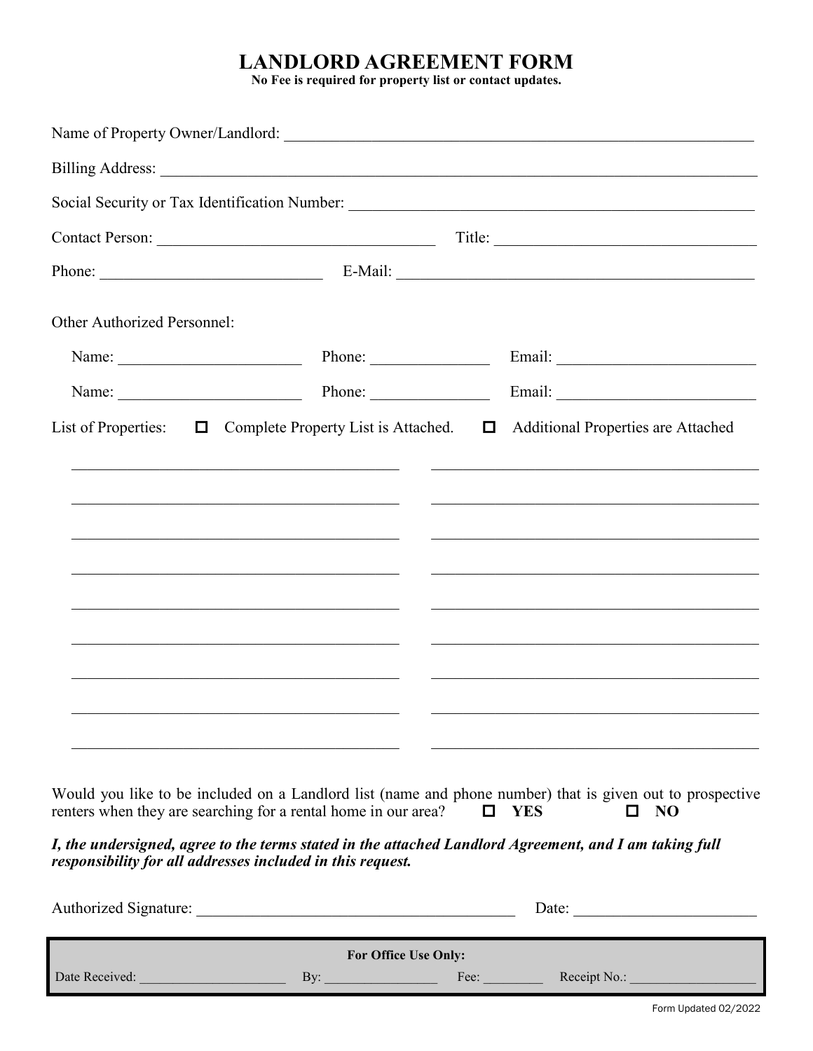# LANDLORD AGREEMENT FORM

**No Fee is required for property list or contact updates.**

Name of Property Owner/Landlord: ____________________________________________

Billing Address: ____________________________________________

Social Security or Tax Identification Number: ____________________________________________

Contact Person: ______________________________ Title: ______________________________

Phone: ______________________________ E-Mail: ______________________________

Other Authorized Personnel:

Name: ____________________ Phone: ____________________ Email: ____________________

Name: ____________________ Phone: ____________________ Email: ____________________

List of Properties: ☐ Complete Property List is Attached. ☐ Additional Properties are Attached

| | |
|---|---|
| ____________________ | ____________________ |
| ____________________ | ____________________ |
| ____________________ | ____________________ |
| ____________________ | ____________________ |
| ____________________ | ____________________ |
| ____________________ | ____________________ |
| ____________________ | ____________________ |
| ____________________ | ____________________ |
| ____________________ | ____________________ |

Would you like to be included on a Landlord list (name and phone number) that is given out to prospective renters when they are searching for a rental home in our area? ☐ **YES** ☐ **NO**

***I, the undersigned, agree to the terms stated in the attached Landlord Agreement, and I am taking full responsibility for all addresses included in this request.***

Authorized Signature: ______________________________ Date: ____________________

| **For Office Use Only:** | | | |
|---|---|---|---|
| Date Received: ____________________ | By: ____________________ | Fee: __________ | Receipt No.: ____________________ |

Form Updated 02/2022